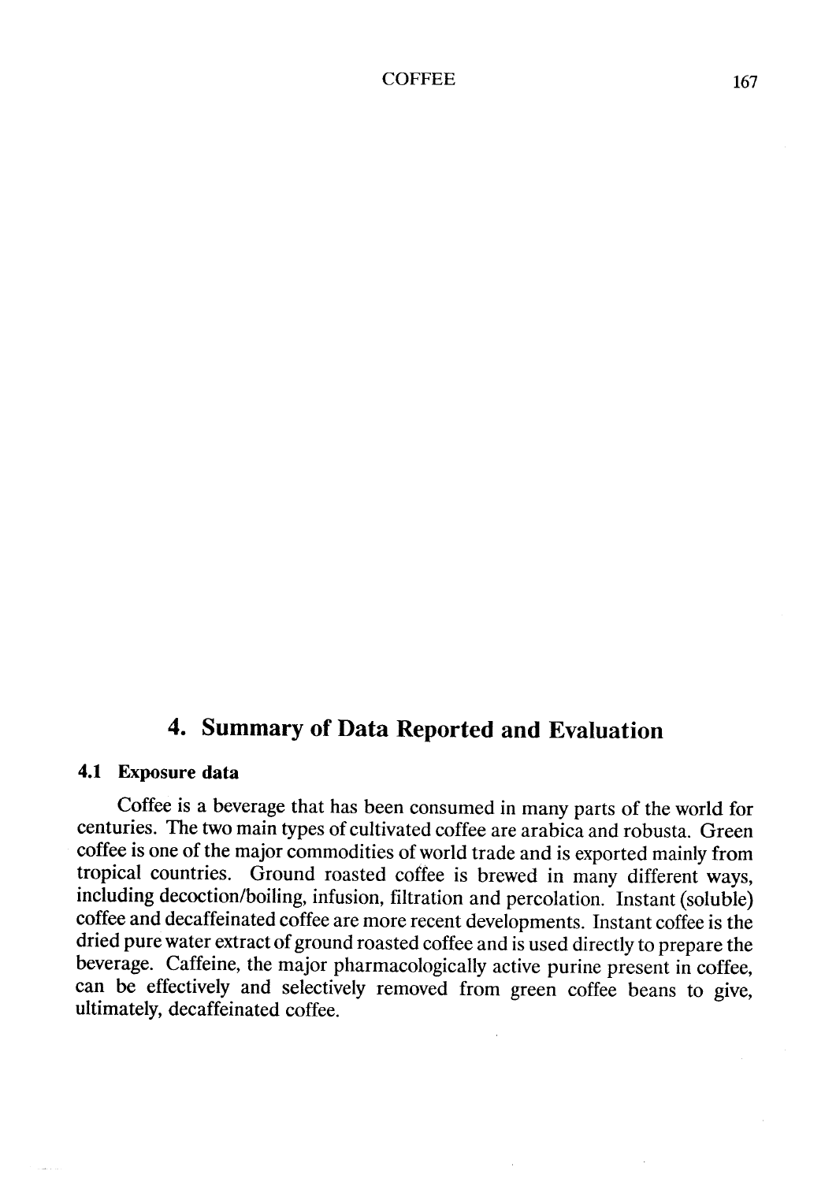# 4. Summary of Data Reported and Evaluation

## 4.1 Exposure data

Coffee is a beverage that has been consumed in many parts of the world for centuries. The two main types of cultivated coffee are arabica and robusta. Green coffee is one of the major commodities of world trade and is exported mainly from tropical countries. Ground roasted coffee is brewed in many different ways, including decoction/boiling, infusion, filtration and percolation. Instant (soluble) coffee and decaffeinated coffee are more recent developments. Instant coffee is the dried pure water extract of ground roasted coffee and is used directly to prepare the beverage. Caffeine, the major pharmacologically active purine present in coffee, can be effectively and selectively removed from green coffee beans to give, ultimately, decaffeinated coffee.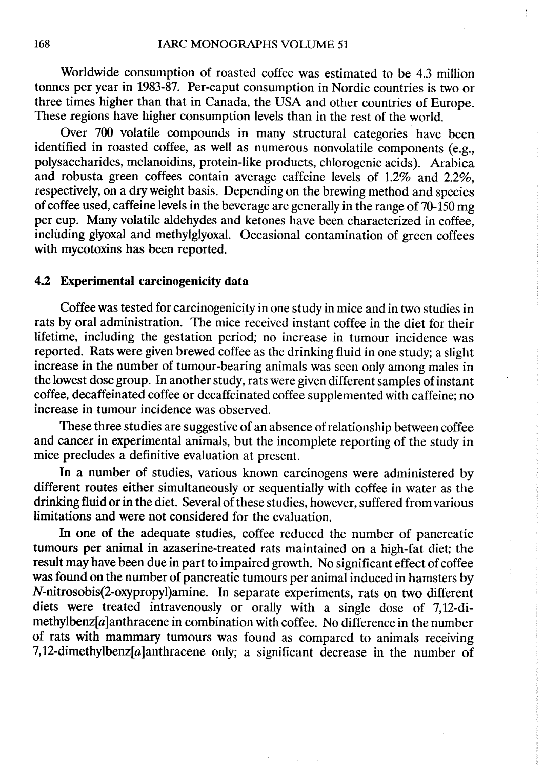Worldwide consumption of roasted coffee was estimated to be 4.3 million tonnes per year in 1983-87. Per-caput consumption in Nordic countries is two or three times higher than that in Canada, the USA and other countries of Europe. These regions have higher consumption levels than in the rest of the world.

Over 700 volatile compounds in many structural categories have been identified in roasted coffee, as well as numerous nonvolatile components (e.g., polysaccharides, melanoidins, protein-like products, chlorogenic acids). Arabica and robusta green coffees contain average caffeine levels of 1.2% and 2.2%, respectively, on a dry weight basis. Depending on the brewing method and species of coffee used, caffeine levels in the beverage are generally in the range of 70-150 mg per cup. Many volatile aldehydes and ketones have been characterized in coffee, including glyoxal and methylglyoxal. Occasional contamination of green coffees with mycotoxins has been reported.

### 4.2 Experimental carcinogenicity data

Coffee was tested for carcinogenicity in one study in mice and in two studies in rats by oral administration. The mice received instant coffee in the diet for their lifetime, including the gestation period; no increase in tumour incidence was reported. Rats were given brewed coffee as the drinking fluid in one study; a slight increase in the number of tumour-bearing animals was seen only among males in the lowest dose group. In another study, rats were given different samples of instant coffee, decaffeinated coffee or decaffeinated coffee supplemented with caffeine; no increase in tumour incidence was observed.

These three studies are suggestive of an absence of relationship between coffee and cancer in experimental animals, but the incomplete reporting of the study in mice precludes a definitive evaluation at present.

In a number of studies, various known carcinogens were administered by different routes either simultaneously or sequentially with coffee in water as the drinking fluid or in the diet. Several of these studies, however, suffered from various limitations and were not considered for the evaluation.

In one of the adequate studies, coffee reduced the number of pancreatic tumours per animal in azaserine-treated rats maintained on a high-fat diet; the result may have been due in part to impaired growth. No significant effect of coffee was found on the number of pancreatic tumours per animal induced in hamsters by *N*-nitrosobis(2-oxypropyl)amine. In separate experiments, rats on two different diets were treated intravenously or orally with a single dose of 7,12-dimethylbenz[*a*]anthracene in combination with coffee. No difference in the number of rats with mammary tumours was found as compared to animals receiving 7,12-dimethylbenz[*a*]anthracene only; a significant decrease in the number of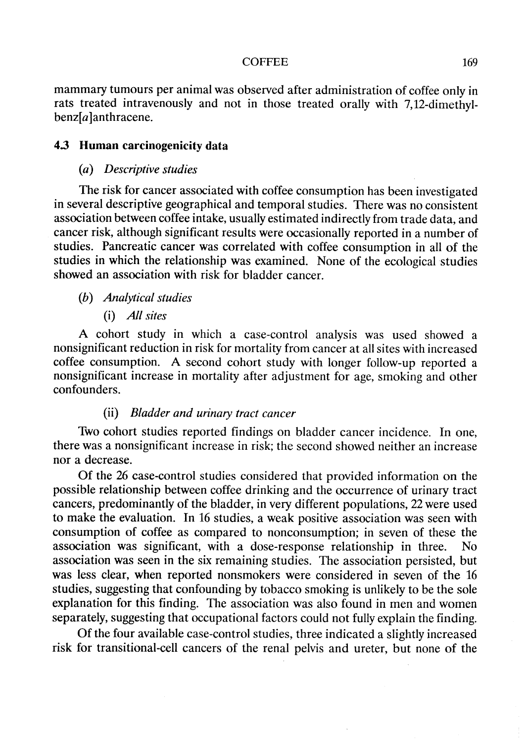mammary tumours per animal was observed after administration of coffee only in rats treated intravenously and not in those treated orally with 7,12-dimethylbenz[*a*]anthracene.

### 4.3 Human carcinogenicity data

#### (*a*) *Descriptive studies*

The risk for cancer associated with coffee consumption has been investigated in several descriptive geographical and temporal studies. There was no consistent association between coffee intake, usually estimated indirectly from trade data, and cancer risk, although significant results were occasionally reported in a number of studies. Pancreatic cancer was correlated with coffee consumption in all of the studies in which the relationship was examined. None of the ecological studies showed an association with risk for bladder cancer.

#### (*b*) *Analytical studies*

##### (i) *All sites*

A cohort study in which a case-control analysis was used showed a nonsignificant reduction in risk for mortality from cancer at all sites with increased coffee consumption. A second cohort study with longer follow-up reported a nonsignificant increase in mortality after adjustment for age, smoking and other confounders.

##### (ii) *Bladder and urinary tract cancer*

Two cohort studies reported findings on bladder cancer incidence. In one, there was a nonsignificant increase in risk; the second showed neither an increase nor a decrease.

Of the 26 case-control studies considered that provided information on the possible relationship between coffee drinking and the occurrence of urinary tract cancers, predominantly of the bladder, in very different populations, 22 were used to make the evaluation. In 16 studies, a weak positive association was seen with consumption of coffee as compared to nonconsumption; in seven of these the association was significant, with a dose-response relationship in three. No association was seen in the six remaining studies. The association persisted, but was less clear, when reported nonsmokers were considered in seven of the 16 studies, suggesting that confounding by tobacco smoking is unlikely to be the sole explanation for this finding. The association was also found in men and women separately, suggesting that occupational factors could not fully explain the finding.

Of the four available case-control studies, three indicated a slightly increased risk for transitional-cell cancers of the renal pelvis and ureter, but none of the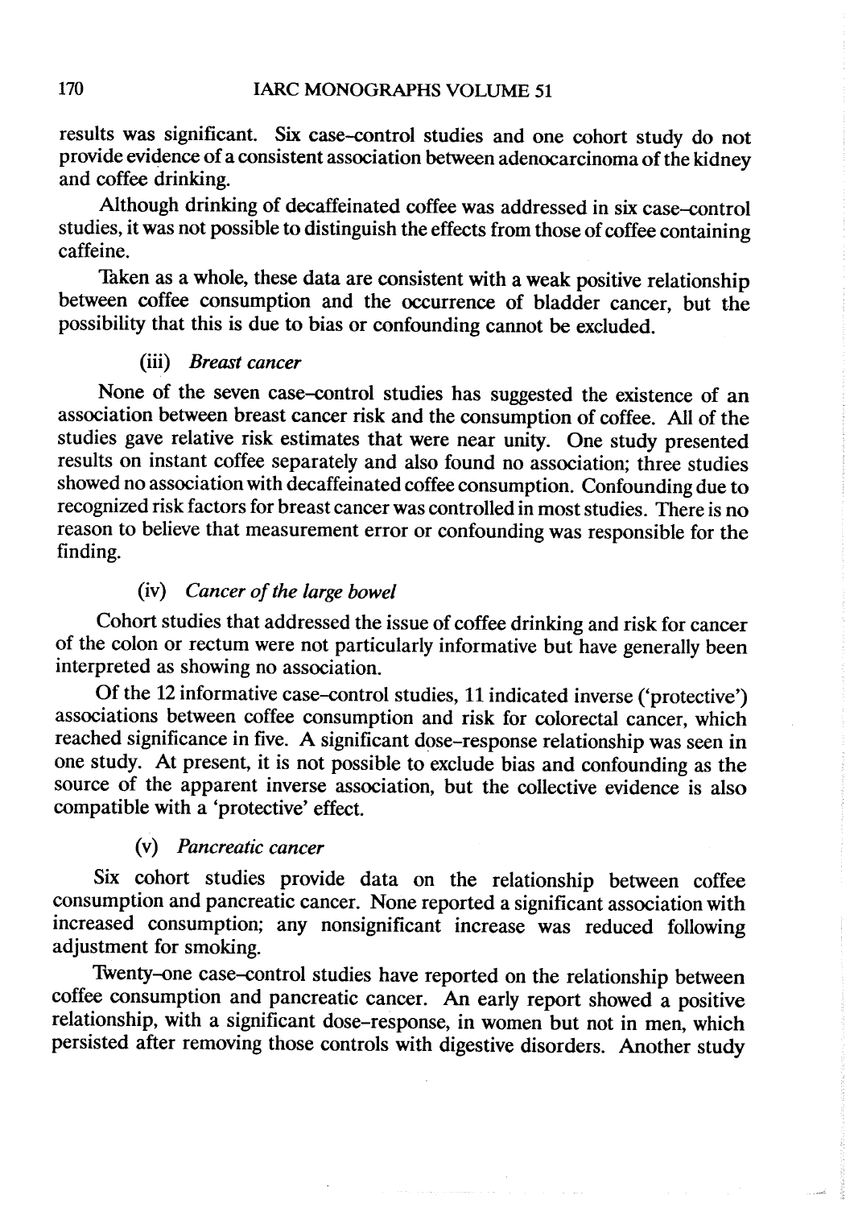results was significant. Six case–control studies and one cohort study do not provide evidence of a consistent association between adenocarcinoma of the kidney and coffee drinking.

Although drinking of decaffeinated coffee was addressed in six case–control studies, it was not possible to distinguish the effects from those of coffee containing caffeine.

Taken as a whole, these data are consistent with a weak positive relationship between coffee consumption and the occurrence of bladder cancer, but the possibility that this is due to bias or confounding cannot be excluded.

#### (iii) *Breast cancer*

None of the seven case–control studies has suggested the existence of an association between breast cancer risk and the consumption of coffee. All of the studies gave relative risk estimates that were near unity. One study presented results on instant coffee separately and also found no association; three studies showed no association with decaffeinated coffee consumption. Confounding due to recognized risk factors for breast cancer was controlled in most studies. There is no reason to believe that measurement error or confounding was responsible for the finding.

#### (iv) *Cancer of the large bowel*

Cohort studies that addressed the issue of coffee drinking and risk for cancer of the colon or rectum were not particularly informative but have generally been interpreted as showing no association.

Of the 12 informative case–control studies, 11 indicated inverse ('protective') associations between coffee consumption and risk for colorectal cancer, which reached significance in five. A significant dose–response relationship was seen in one study. At present, it is not possible to exclude bias and confounding as the source of the apparent inverse association, but the collective evidence is also compatible with a 'protective' effect.

#### (v) *Pancreatic cancer*

Six cohort studies provide data on the relationship between coffee consumption and pancreatic cancer. None reported a significant association with increased consumption; any nonsignificant increase was reduced following adjustment for smoking.

Twenty-one case–control studies have reported on the relationship between coffee consumption and pancreatic cancer. An early report showed a positive relationship, with a significant dose–response, in women but not in men, which persisted after removing those controls with digestive disorders. Another study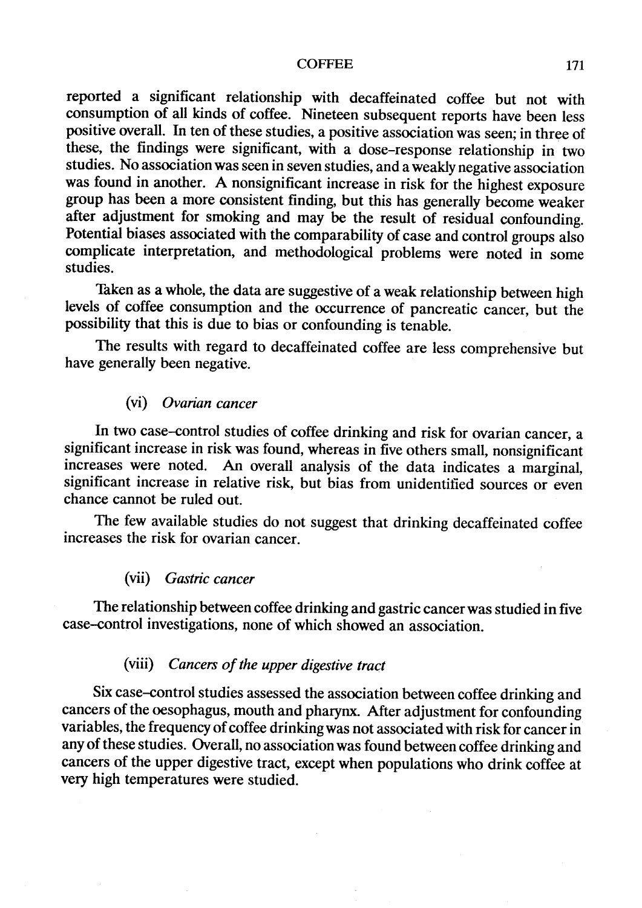reported a significant relationship with decaffeinated coffee but not with consumption of all kinds of coffee. Nineteen subsequent reports have been less positive overall. In ten of these studies, a positive association was seen; in three of these, the findings were significant, with a dose–response relationship in two studies. No association was seen in seven studies, and a weakly negative association was found in another. A nonsignificant increase in risk for the highest exposure group has been a more consistent finding, but this has generally become weaker after adjustment for smoking and may be the result of residual confounding. Potential biases associated with the comparability of case and control groups also complicate interpretation, and methodological problems were noted in some studies.

Taken as a whole, the data are suggestive of a weak relationship between high levels of coffee consumption and the occurrence of pancreatic cancer, but the possibility that this is due to bias or confounding is tenable.

The results with regard to decaffeinated coffee are less comprehensive but have generally been negative.

#### (vi) *Ovarian cancer*

In two case–control studies of coffee drinking and risk for ovarian cancer, a significant increase in risk was found, whereas in five others small, nonsignificant increases were noted. An overall analysis of the data indicates a marginal, significant increase in relative risk, but bias from unidentified sources or even chance cannot be ruled out.

The few available studies do not suggest that drinking decaffeinated coffee increases the risk for ovarian cancer.

#### (vii) *Gastric cancer*

The relationship between coffee drinking and gastric cancer was studied in five case–control investigations, none of which showed an association.

#### (viii) *Cancers of the upper digestive tract*

Six case–control studies assessed the association between coffee drinking and cancers of the oesophagus, mouth and pharynx. After adjustment for confounding variables, the frequency of coffee drinking was not associated with risk for cancer in any of these studies. Overall, no association was found between coffee drinking and cancers of the upper digestive tract, except when populations who drink coffee at very high temperatures were studied.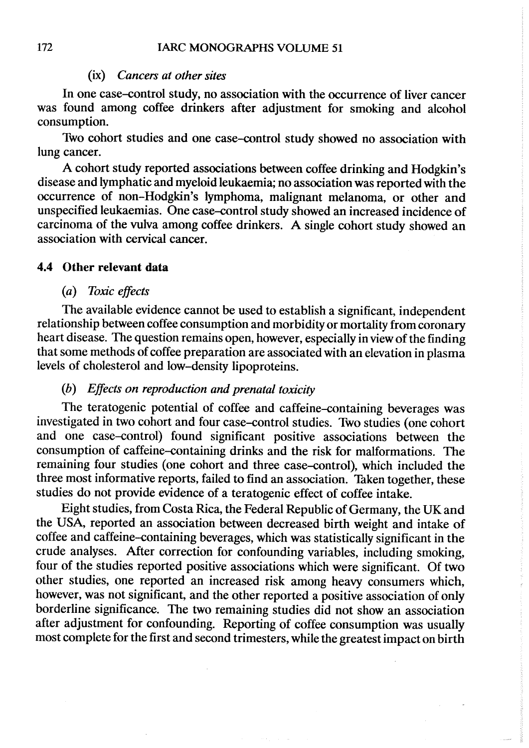#### (ix) *Cancers at other sites*

In one case–control study, no association with the occurrence of liver cancer was found among coffee drinkers after adjustment for smoking and alcohol consumption.

Two cohort studies and one case–control study showed no association with lung cancer.

A cohort study reported associations between coffee drinking and Hodgkin's disease and lymphatic and myeloid leukaemia; no association was reported with the occurrence of non-Hodgkin's lymphoma, malignant melanoma, or other and unspecified leukaemias. One case–control study showed an increased incidence of carcinoma of the vulva among coffee drinkers. A single cohort study showed an association with cervical cancer.

### 4.4 Other relevant data

#### (a) *Toxic effects*

The available evidence cannot be used to establish a significant, independent relationship between coffee consumption and morbidity or mortality from coronary heart disease. The question remains open, however, especially in view of the finding that some methods of coffee preparation are associated with an elevation in plasma levels of cholesterol and low-density lipoproteins.

#### (b) *Effects on reproduction and prenatal toxicity*

The teratogenic potential of coffee and caffeine-containing beverages was investigated in two cohort and four case–control studies. Two studies (one cohort and one case–control) found significant positive associations between the consumption of caffeine-containing drinks and the risk for malformations. The remaining four studies (one cohort and three case–control), which included the three most informative reports, failed to find an association. Taken together, these studies do not provide evidence of a teratogenic effect of coffee intake.

Eight studies, from Costa Rica, the Federal Republic of Germany, the UK and the USA, reported an association between decreased birth weight and intake of coffee and caffeine-containing beverages, which was statistically significant in the crude analyses. After correction for confounding variables, including smoking, four of the studies reported positive associations which were significant. Of two other studies, one reported an increased risk among heavy consumers which, however, was not significant, and the other reported a positive association of only borderline significance. The two remaining studies did not show an association after adjustment for confounding. Reporting of coffee consumption was usually most complete for the first and second trimesters, while the greatest impact on birth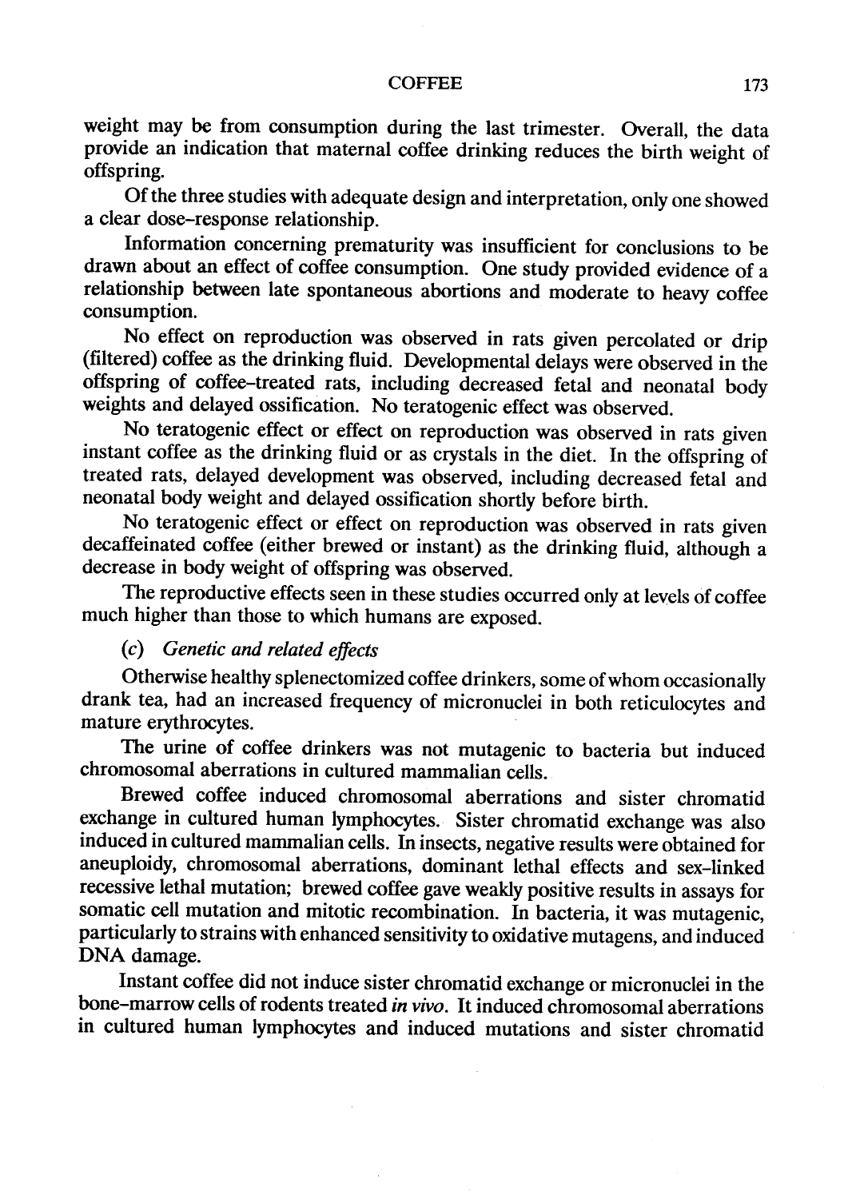weight may be from consumption during the last trimester. Overall, the data provide an indication that maternal coffee drinking reduces the birth weight of offspring.

Of the three studies with adequate design and interpretation, only one showed a clear dose–response relationship.

Information concerning prematurity was insufficient for conclusions to be drawn about an effect of coffee consumption. One study provided evidence of a relationship between late spontaneous abortions and moderate to heavy coffee consumption.

No effect on reproduction was observed in rats given percolated or drip (filtered) coffee as the drinking fluid. Developmental delays were observed in the offspring of coffee-treated rats, including decreased fetal and neonatal body weights and delayed ossification. No teratogenic effect was observed.

No teratogenic effect or effect on reproduction was observed in rats given instant coffee as the drinking fluid or as crystals in the diet. In the offspring of treated rats, delayed development was observed, including decreased fetal and neonatal body weight and delayed ossification shortly before birth.

No teratogenic effect or effect on reproduction was observed in rats given decaffeinated coffee (either brewed or instant) as the drinking fluid, although a decrease in body weight of offspring was observed.

The reproductive effects seen in these studies occurred only at levels of coffee much higher than those to which humans are exposed.

*(c) Genetic and related effects*

Otherwise healthy splenectomized coffee drinkers, some of whom occasionally drank tea, had an increased frequency of micronuclei in both reticulocytes and mature erythrocytes.

The urine of coffee drinkers was not mutagenic to bacteria but induced chromosomal aberrations in cultured mammalian cells.

Brewed coffee induced chromosomal aberrations and sister chromatid exchange in cultured human lymphocytes. Sister chromatid exchange was also induced in cultured mammalian cells. In insects, negative results were obtained for aneuploidy, chromosomal aberrations, dominant lethal effects and sex-linked recessive lethal mutation; brewed coffee gave weakly positive results in assays for somatic cell mutation and mitotic recombination. In bacteria, it was mutagenic, particularly to strains with enhanced sensitivity to oxidative mutagens, and induced DNA damage.

Instant coffee did not induce sister chromatid exchange or micronuclei in the bone-marrow cells of rodents treated *in vivo*. It induced chromosomal aberrations in cultured human lymphocytes and induced mutations and sister chromatid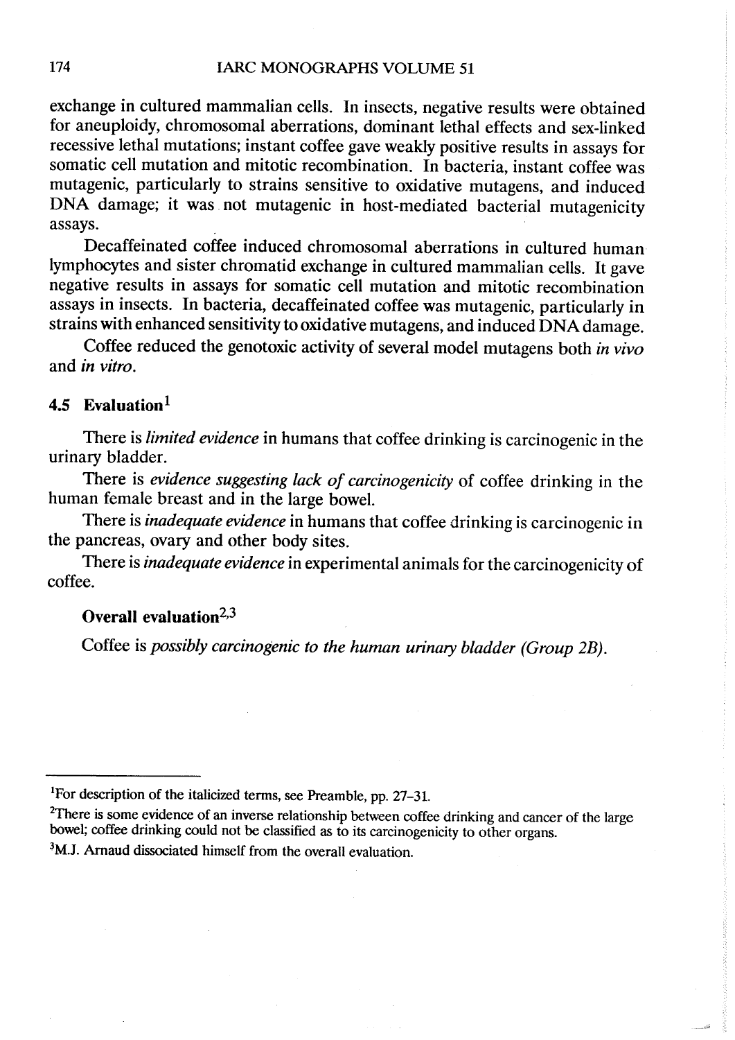exchange in cultured mammalian cells. In insects, negative results were obtained for aneuploidy, chromosomal aberrations, dominant lethal effects and sex-linked recessive lethal mutations; instant coffee gave weakly positive results in assays for somatic cell mutation and mitotic recombination. In bacteria, instant coffee was mutagenic, particularly to strains sensitive to oxidative mutagens, and induced DNA damage; it was not mutagenic in host-mediated bacterial mutagenicity assays.

Decaffeinated coffee induced chromosomal aberrations in cultured human lymphocytes and sister chromatid exchange in cultured mammalian cells. It gave negative results in assays for somatic cell mutation and mitotic recombination assays in insects. In bacteria, decaffeinated coffee was mutagenic, particularly in strains with enhanced sensitivity to oxidative mutagens, and induced DNA damage.

Coffee reduced the genotoxic activity of several model mutagens both *in vivo* and *in vitro*.

## 4.5 Evaluation[1]

There is *limited evidence* in humans that coffee drinking is carcinogenic in the urinary bladder.

There is *evidence suggesting lack of carcinogenicity* of coffee drinking in the human female breast and in the large bowel.

There is *inadequate evidence* in humans that coffee drinking is carcinogenic in the pancreas, ovary and other body sites.

There is *inadequate evidence* in experimental animals for the carcinogenicity of coffee.

### Overall evaluation[2,3]

Coffee is *possibly carcinogenic to the human urinary bladder (Group 2B).*

---

[1]For description of the italicized terms, see Preamble, pp. 27–31.

[2]There is some evidence of an inverse relationship between coffee drinking and cancer of the large bowel; coffee drinking could not be classified as to its carcinogenicity to other organs.

[3]M.J. Arnaud dissociated himself from the overall evaluation.